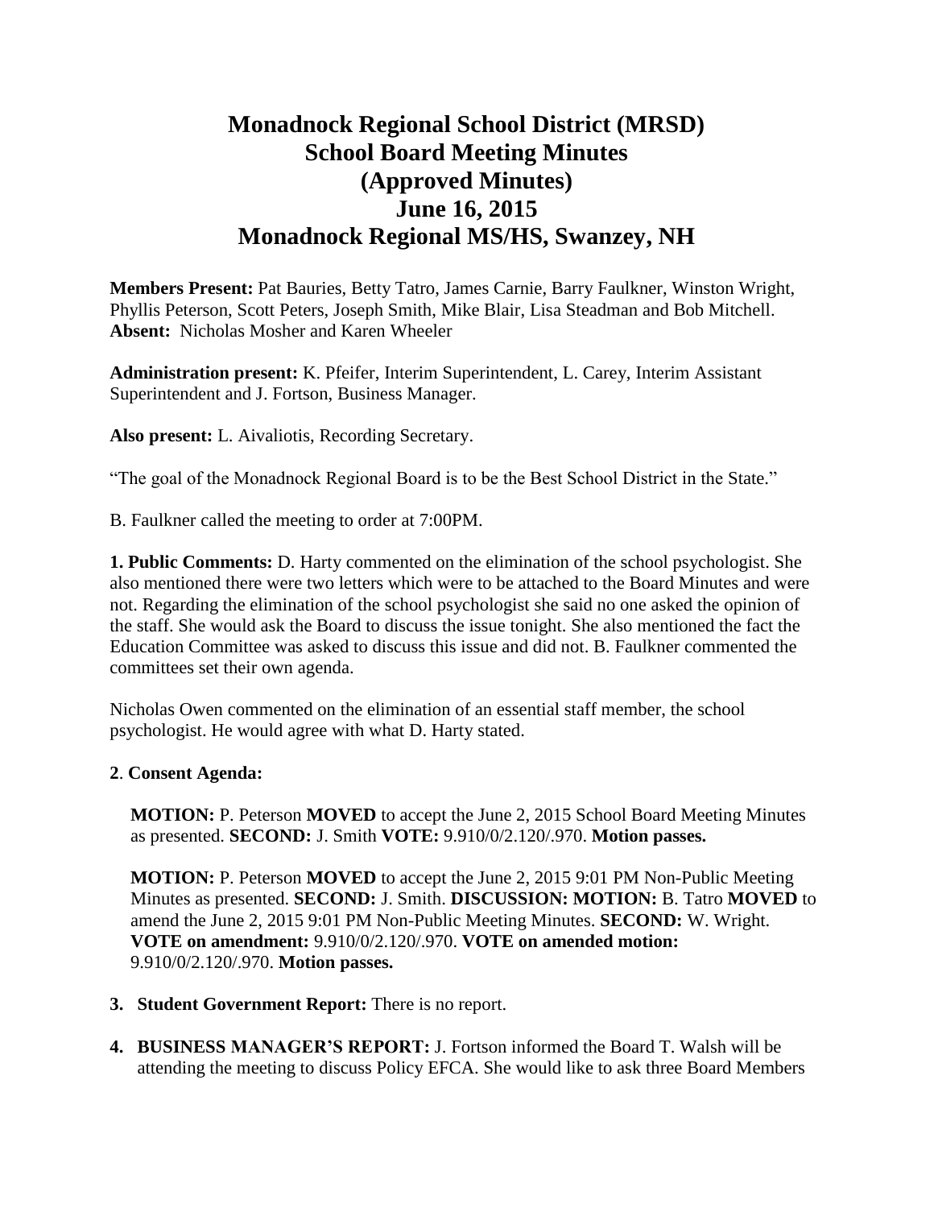# Monadnock Regional School District (MRSD)
# School Board Meeting Minutes
# (Approved Minutes)
# June 16, 2015
# Monadnock Regional MS/HS, Swanzey, NH

**Members Present:** Pat Bauries, Betty Tatro, James Carnie, Barry Faulkner, Winston Wright, Phyllis Peterson, Scott Peters, Joseph Smith, Mike Blair, Lisa Steadman and Bob Mitchell.
**Absent:** Nicholas Mosher and Karen Wheeler

**Administration present:** K. Pfeifer, Interim Superintendent, L. Carey, Interim Assistant Superintendent and J. Fortson, Business Manager.

**Also present:** L. Aivaliotis, Recording Secretary.

"The goal of the Monadnock Regional Board is to be the Best School District in the State."

B. Faulkner called the meeting to order at 7:00PM.

**1. Public Comments:** D. Harty commented on the elimination of the school psychologist. She also mentioned there were two letters which were to be attached to the Board Minutes and were not. Regarding the elimination of the school psychologist she said no one asked the opinion of the staff. She would ask the Board to discuss the issue tonight. She also mentioned the fact the Education Committee was asked to discuss this issue and did not. B. Faulkner commented the committees set their own agenda.

Nicholas Owen commented on the elimination of an essential staff member, the school psychologist. He would agree with what D. Harty stated.

**2**. **Consent Agenda:**

**MOTION:** P. Peterson **MOVED** to accept the June 2, 2015 School Board Meeting Minutes as presented. **SECOND:** J. Smith **VOTE:** 9.910/0/2.120/.970. **Motion passes.**

**MOTION:** P. Peterson **MOVED** to accept the June 2, 2015 9:01 PM Non-Public Meeting Minutes as presented. **SECOND:** J. Smith. **DISCUSSION: MOTION:** B. Tatro **MOVED** to amend the June 2, 2015 9:01 PM Non-Public Meeting Minutes. **SECOND:** W. Wright. **VOTE on amendment:** 9.910/0/2.120/.970. **VOTE on amended motion:** 9.910/0/2.120/.970. **Motion passes.**

3. **Student Government Report:** There is no report.

4. **BUSINESS MANAGER'S REPORT:** J. Fortson informed the Board T. Walsh will be attending the meeting to discuss Policy EFCA. She would like to ask three Board Members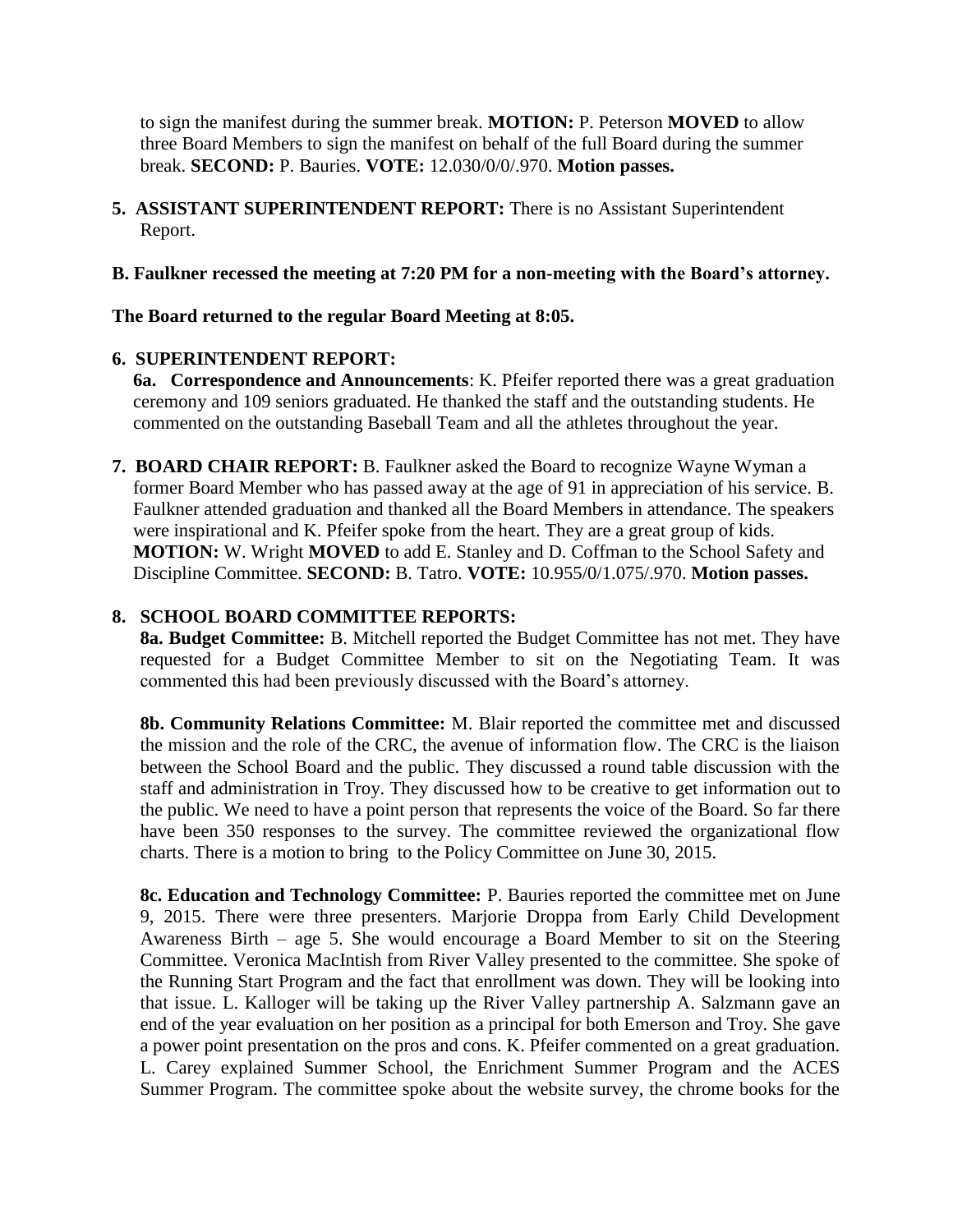to sign the manifest during the summer break. **MOTION:** P. Peterson **MOVED** to allow three Board Members to sign the manifest on behalf of the full Board during the summer break. **SECOND:** P. Bauries. **VOTE:** 12.030/0/0/.970. **Motion passes.**

**5. ASSISTANT SUPERINTENDENT REPORT:** There is no Assistant Superintendent Report.

**B. Faulkner recessed the meeting at 7:20 PM for a non-meeting with the Board's attorney.**

**The Board returned to the regular Board Meeting at 8:05.**

**6. SUPERINTENDENT REPORT:**

**6a. Correspondence and Announcements**: K. Pfeifer reported there was a great graduation ceremony and 109 seniors graduated. He thanked the staff and the outstanding students. He commented on the outstanding Baseball Team and all the athletes throughout the year.

**7. BOARD CHAIR REPORT:** B. Faulkner asked the Board to recognize Wayne Wyman a former Board Member who has passed away at the age of 91 in appreciation of his service. B. Faulkner attended graduation and thanked all the Board Members in attendance. The speakers were inspirational and K. Pfeifer spoke from the heart. They are a great group of kids. **MOTION:** W. Wright **MOVED** to add E. Stanley and D. Coffman to the School Safety and Discipline Committee. **SECOND:** B. Tatro. **VOTE:** 10.955/0/1.075/.970. **Motion passes.**

**8. SCHOOL BOARD COMMITTEE REPORTS:**

**8a. Budget Committee:** B. Mitchell reported the Budget Committee has not met. They have requested for a Budget Committee Member to sit on the Negotiating Team. It was commented this had been previously discussed with the Board's attorney.

**8b. Community Relations Committee:** M. Blair reported the committee met and discussed the mission and the role of the CRC, the avenue of information flow. The CRC is the liaison between the School Board and the public. They discussed a round table discussion with the staff and administration in Troy. They discussed how to be creative to get information out to the public. We need to have a point person that represents the voice of the Board. So far there have been 350 responses to the survey. The committee reviewed the organizational flow charts. There is a motion to bring to the Policy Committee on June 30, 2015.

**8c. Education and Technology Committee:** P. Bauries reported the committee met on June 9, 2015. There were three presenters. Marjorie Droppa from Early Child Development Awareness Birth – age 5. She would encourage a Board Member to sit on the Steering Committee. Veronica MacIntish from River Valley presented to the committee. She spoke of the Running Start Program and the fact that enrollment was down. They will be looking into that issue. L. Kalloger will be taking up the River Valley partnership A. Salzmann gave an end of the year evaluation on her position as a principal for both Emerson and Troy. She gave a power point presentation on the pros and cons. K. Pfeifer commented on a great graduation. L. Carey explained Summer School, the Enrichment Summer Program and the ACES Summer Program. The committee spoke about the website survey, the chrome books for the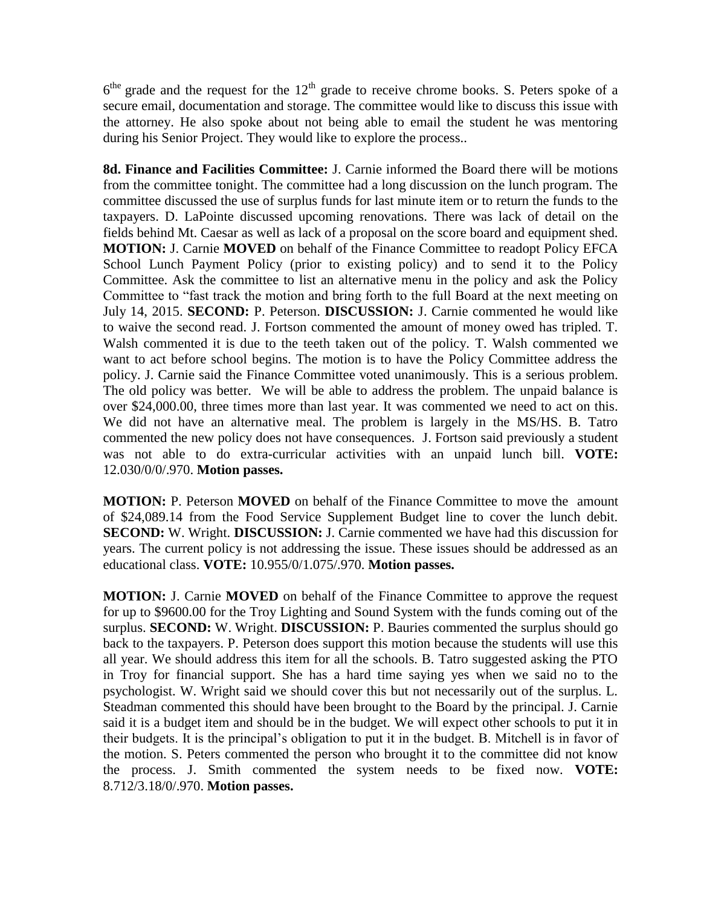6[the] grade and the request for the 12[th] grade to receive chrome books. S. Peters spoke of a secure email, documentation and storage. The committee would like to discuss this issue with the attorney. He also spoke about not being able to email the student he was mentoring during his Senior Project. They would like to explore the process..

**8d. Finance and Facilities Committee:** J. Carnie informed the Board there will be motions from the committee tonight. The committee had a long discussion on the lunch program. The committee discussed the use of surplus funds for last minute item or to return the funds to the taxpayers. D. LaPointe discussed upcoming renovations. There was lack of detail on the fields behind Mt. Caesar as well as lack of a proposal on the score board and equipment shed. **MOTION:** J. Carnie **MOVED** on behalf of the Finance Committee to readopt Policy EFCA School Lunch Payment Policy (prior to existing policy) and to send it to the Policy Committee. Ask the committee to list an alternative menu in the policy and ask the Policy Committee to "fast track the motion and bring forth to the full Board at the next meeting on July 14, 2015. **SECOND:** P. Peterson. **DISCUSSION:** J. Carnie commented he would like to waive the second read. J. Fortson commented the amount of money owed has tripled. T. Walsh commented it is due to the teeth taken out of the policy. T. Walsh commented we want to act before school begins. The motion is to have the Policy Committee address the policy. J. Carnie said the Finance Committee voted unanimously. This is a serious problem. The old policy was better. We will be able to address the problem. The unpaid balance is over $24,000.00, three times more than last year. It was commented we need to act on this. We did not have an alternative meal. The problem is largely in the MS/HS. B. Tatro commented the new policy does not have consequences. J. Fortson said previously a student was not able to do extra-curricular activities with an unpaid lunch bill. **VOTE:** 12.030/0/0/.970. **Motion passes.**

**MOTION:** P. Peterson **MOVED** on behalf of the Finance Committee to move the amount of $24,089.14 from the Food Service Supplement Budget line to cover the lunch debit. **SECOND:** W. Wright. **DISCUSSION:** J. Carnie commented we have had this discussion for years. The current policy is not addressing the issue. These issues should be addressed as an educational class. **VOTE:** 10.955/0/1.075/.970. **Motion passes.**

**MOTION:** J. Carnie **MOVED** on behalf of the Finance Committee to approve the request for up to $9600.00 for the Troy Lighting and Sound System with the funds coming out of the surplus. **SECOND:** W. Wright. **DISCUSSION:** P. Bauries commented the surplus should go back to the taxpayers. P. Peterson does support this motion because the students will use this all year. We should address this item for all the schools. B. Tatro suggested asking the PTO in Troy for financial support. She has a hard time saying yes when we said no to the psychologist. W. Wright said we should cover this but not necessarily out of the surplus. L. Steadman commented this should have been brought to the Board by the principal. J. Carnie said it is a budget item and should be in the budget. We will expect other schools to put it in their budgets. It is the principal's obligation to put it in the budget. B. Mitchell is in favor of the motion. S. Peters commented the person who brought it to the committee did not know the process. J. Smith commented the system needs to be fixed now. **VOTE:** 8.712/3.18/0/.970. **Motion passes.**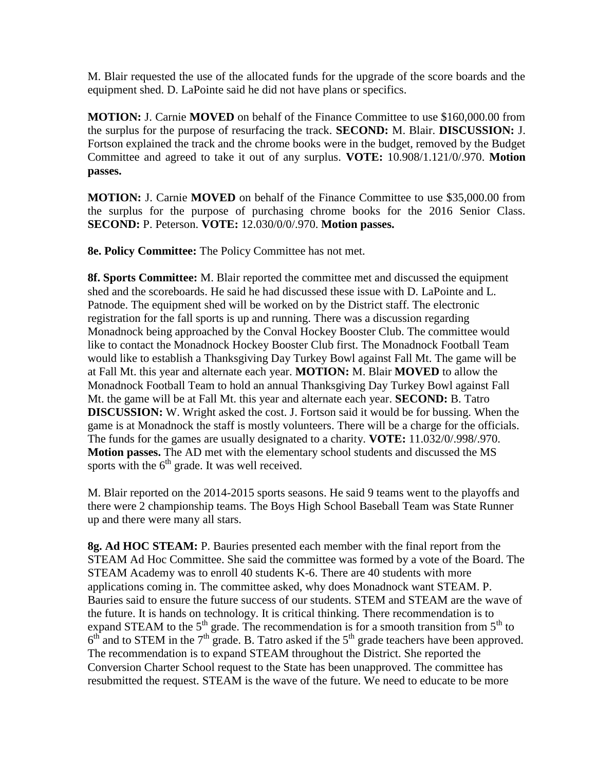M. Blair requested the use of the allocated funds for the upgrade of the score boards and the equipment shed. D. LaPointe said he did not have plans or specifics.

**MOTION:** J. Carnie **MOVED** on behalf of the Finance Committee to use $160,000.00 from the surplus for the purpose of resurfacing the track. **SECOND:** M. Blair. **DISCUSSION:** J. Fortson explained the track and the chrome books were in the budget, removed by the Budget Committee and agreed to take it out of any surplus. **VOTE:** 10.908/1.121/0/.970. **Motion passes.**

**MOTION:** J. Carnie **MOVED** on behalf of the Finance Committee to use $35,000.00 from the surplus for the purpose of purchasing chrome books for the 2016 Senior Class. **SECOND:** P. Peterson. **VOTE:** 12.030/0/0/.970. **Motion passes.**

**8e. Policy Committee:** The Policy Committee has not met.

**8f. Sports Committee:** M. Blair reported the committee met and discussed the equipment shed and the scoreboards. He said he had discussed these issue with D. LaPointe and L. Patnode. The equipment shed will be worked on by the District staff. The electronic registration for the fall sports is up and running. There was a discussion regarding Monadnock being approached by the Conval Hockey Booster Club. The committee would like to contact the Monadnock Hockey Booster Club first. The Monadnock Football Team would like to establish a Thanksgiving Day Turkey Bowl against Fall Mt. The game will be at Fall Mt. this year and alternate each year. **MOTION:** M. Blair **MOVED** to allow the Monadnock Football Team to hold an annual Thanksgiving Day Turkey Bowl against Fall Mt. the game will be at Fall Mt. this year and alternate each year. **SECOND:** B. Tatro **DISCUSSION:** W. Wright asked the cost. J. Fortson said it would be for bussing. When the game is at Monadnock the staff is mostly volunteers. There will be a charge for the officials. The funds for the games are usually designated to a charity. **VOTE:** 11.032/0/.998/.970. **Motion passes.** The AD met with the elementary school students and discussed the MS sports with the 6th grade. It was well received.

M. Blair reported on the 2014-2015 sports seasons. He said 9 teams went to the playoffs and there were 2 championship teams. The Boys High School Baseball Team was State Runner up and there were many all stars.

**8g. Ad HOC STEAM:** P. Bauries presented each member with the final report from the STEAM Ad Hoc Committee. She said the committee was formed by a vote of the Board. The STEAM Academy was to enroll 40 students K-6. There are 40 students with more applications coming in. The committee asked, why does Monadnock want STEAM. P. Bauries said to ensure the future success of our students. STEM and STEAM are the wave of the future. It is hands on technology. It is critical thinking. There recommendation is to expand STEAM to the 5th grade. The recommendation is for a smooth transition from 5th to 6th and to STEM in the 7th grade. B. Tatro asked if the 5th grade teachers have been approved. The recommendation is to expand STEAM throughout the District. She reported the Conversion Charter School request to the State has been unapproved. The committee has resubmitted the request. STEAM is the wave of the future. We need to educate to be more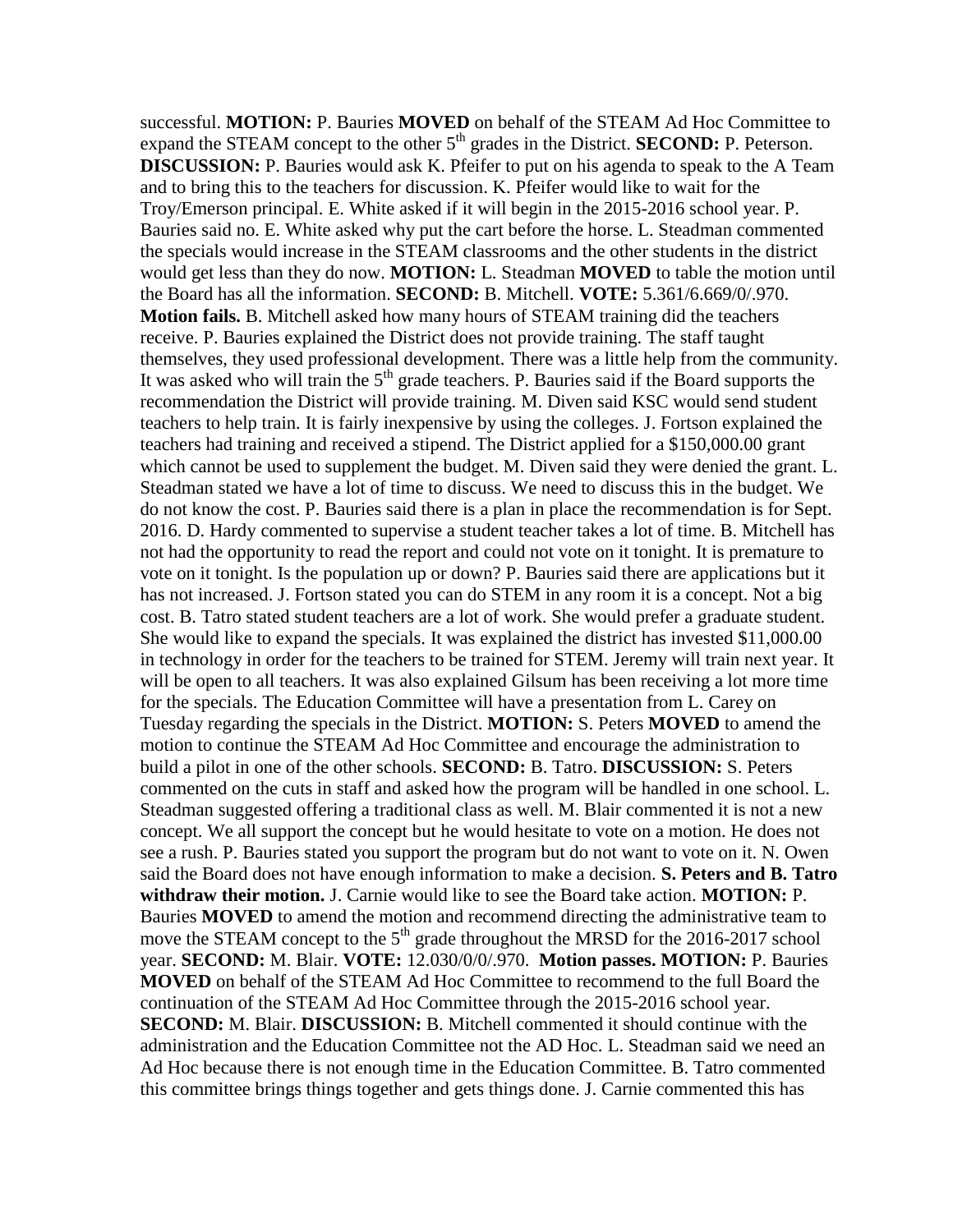successful. **MOTION:** P. Bauries **MOVED** on behalf of the STEAM Ad Hoc Committee to expand the STEAM concept to the other 5th grades in the District. **SECOND:** P. Peterson. **DISCUSSION:** P. Bauries would ask K. Pfeifer to put on his agenda to speak to the A Team and to bring this to the teachers for discussion. K. Pfeifer would like to wait for the Troy/Emerson principal. E. White asked if it will begin in the 2015-2016 school year. P. Bauries said no. E. White asked why put the cart before the horse. L. Steadman commented the specials would increase in the STEAM classrooms and the other students in the district would get less than they do now. **MOTION:** L. Steadman **MOVED** to table the motion until the Board has all the information. **SECOND:** B. Mitchell. **VOTE:** 5.361/6.669/0/.970. **Motion fails.** B. Mitchell asked how many hours of STEAM training did the teachers receive. P. Bauries explained the District does not provide training. The staff taught themselves, they used professional development. There was a little help from the community. It was asked who will train the 5th grade teachers. P. Bauries said if the Board supports the recommendation the District will provide training. M. Diven said KSC would send student teachers to help train. It is fairly inexpensive by using the colleges. J. Fortson explained the teachers had training and received a stipend. The District applied for a $150,000.00 grant which cannot be used to supplement the budget. M. Diven said they were denied the grant. L. Steadman stated we have a lot of time to discuss. We need to discuss this in the budget. We do not know the cost. P. Bauries said there is a plan in place the recommendation is for Sept. 2016. D. Hardy commented to supervise a student teacher takes a lot of time. B. Mitchell has not had the opportunity to read the report and could not vote on it tonight. It is premature to vote on it tonight. Is the population up or down? P. Bauries said there are applications but it has not increased. J. Fortson stated you can do STEM in any room it is a concept. Not a big cost. B. Tatro stated student teachers are a lot of work. She would prefer a graduate student. She would like to expand the specials. It was explained the district has invested $11,000.00 in technology in order for the teachers to be trained for STEM. Jeremy will train next year. It will be open to all teachers. It was also explained Gilsum has been receiving a lot more time for the specials. The Education Committee will have a presentation from L. Carey on Tuesday regarding the specials in the District. **MOTION:** S. Peters **MOVED** to amend the motion to continue the STEAM Ad Hoc Committee and encourage the administration to build a pilot in one of the other schools. **SECOND:** B. Tatro. **DISCUSSION:** S. Peters commented on the cuts in staff and asked how the program will be handled in one school. L. Steadman suggested offering a traditional class as well. M. Blair commented it is not a new concept. We all support the concept but he would hesitate to vote on a motion. He does not see a rush. P. Bauries stated you support the program but do not want to vote on it. N. Owen said the Board does not have enough information to make a decision. **S. Peters and B. Tatro withdraw their motion.** J. Carnie would like to see the Board take action. **MOTION:** P. Bauries **MOVED** to amend the motion and recommend directing the administrative team to move the STEAM concept to the 5th grade throughout the MRSD for the 2016-2017 school year. **SECOND:** M. Blair. **VOTE:** 12.030/0/0/.970. **Motion passes. MOTION:** P. Bauries **MOVED** on behalf of the STEAM Ad Hoc Committee to recommend to the full Board the continuation of the STEAM Ad Hoc Committee through the 2015-2016 school year. **SECOND:** M. Blair. **DISCUSSION:** B. Mitchell commented it should continue with the administration and the Education Committee not the AD Hoc. L. Steadman said we need an Ad Hoc because there is not enough time in the Education Committee. B. Tatro commented this committee brings things together and gets things done. J. Carnie commented this has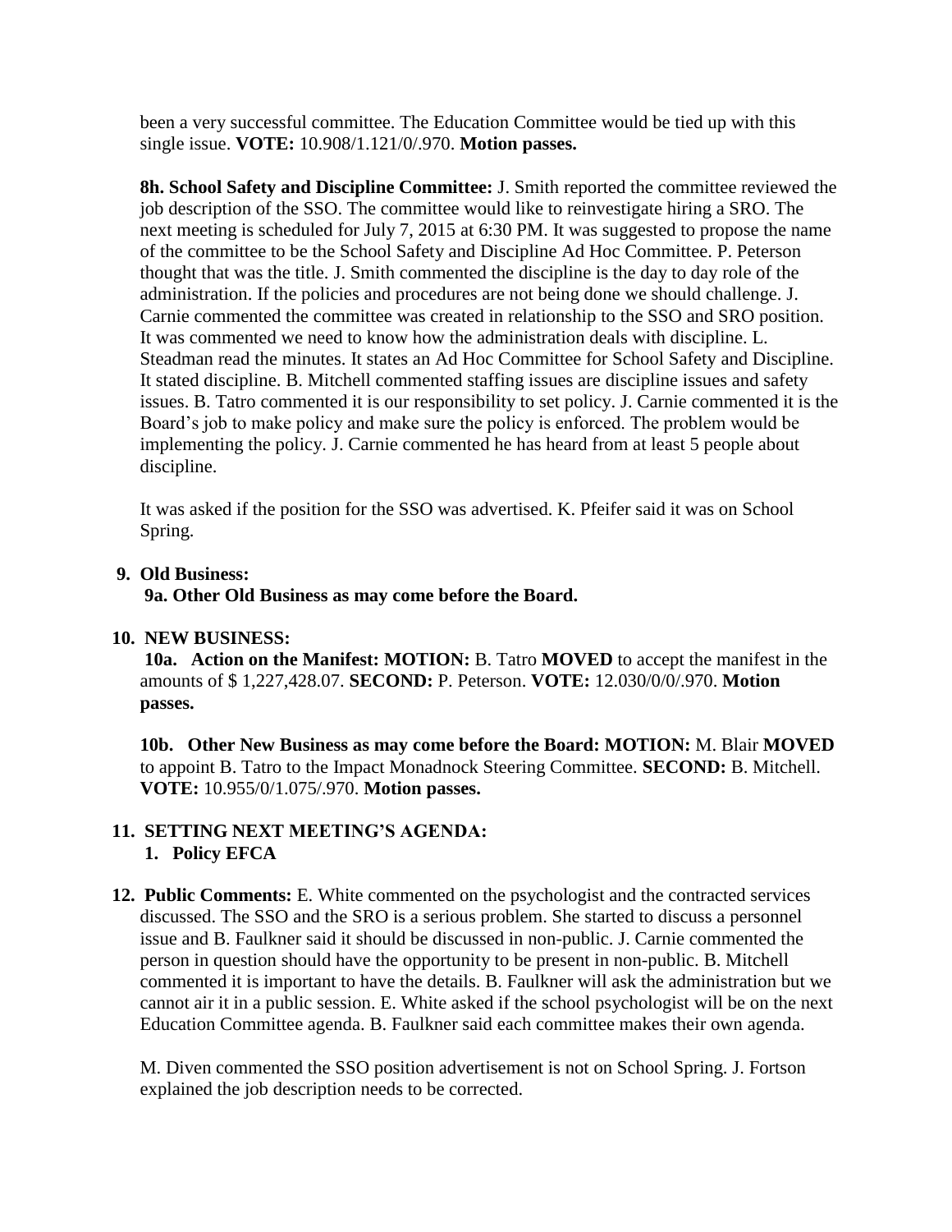been a very successful committee. The Education Committee would be tied up with this single issue. **VOTE:** 10.908/1.121/0/.970. **Motion passes.**

**8h. School Safety and Discipline Committee:** J. Smith reported the committee reviewed the job description of the SSO. The committee would like to reinvestigate hiring a SRO. The next meeting is scheduled for July 7, 2015 at 6:30 PM. It was suggested to propose the name of the committee to be the School Safety and Discipline Ad Hoc Committee. P. Peterson thought that was the title. J. Smith commented the discipline is the day to day role of the administration. If the policies and procedures are not being done we should challenge. J. Carnie commented the committee was created in relationship to the SSO and SRO position. It was commented we need to know how the administration deals with discipline. L. Steadman read the minutes. It states an Ad Hoc Committee for School Safety and Discipline. It stated discipline. B. Mitchell commented staffing issues are discipline issues and safety issues. B. Tatro commented it is our responsibility to set policy. J. Carnie commented it is the Board's job to make policy and make sure the policy is enforced. The problem would be implementing the policy. J. Carnie commented he has heard from at least 5 people about discipline.

It was asked if the position for the SSO was advertised. K. Pfeifer said it was on School Spring.

**9. Old Business:**

**9a. Other Old Business as may come before the Board.**

**10. NEW BUSINESS:**

**10a. Action on the Manifest: MOTION:** B. Tatro **MOVED** to accept the manifest in the amounts of $ 1,227,428.07. **SECOND:** P. Peterson. **VOTE:** 12.030/0/0/.970. **Motion passes.**

**10b. Other New Business as may come before the Board: MOTION:** M. Blair **MOVED** to appoint B. Tatro to the Impact Monadnock Steering Committee. **SECOND:** B. Mitchell. **VOTE:** 10.955/0/1.075/.970. **Motion passes.**

**11. SETTING NEXT MEETING'S AGENDA:**

1. **Policy EFCA**

**12. Public Comments:** E. White commented on the psychologist and the contracted services discussed. The SSO and the SRO is a serious problem. She started to discuss a personnel issue and B. Faulkner said it should be discussed in non-public. J. Carnie commented the person in question should have the opportunity to be present in non-public. B. Mitchell commented it is important to have the details. B. Faulkner will ask the administration but we cannot air it in a public session. E. White asked if the school psychologist will be on the next Education Committee agenda. B. Faulkner said each committee makes their own agenda.

M. Diven commented the SSO position advertisement is not on School Spring. J. Fortson explained the job description needs to be corrected.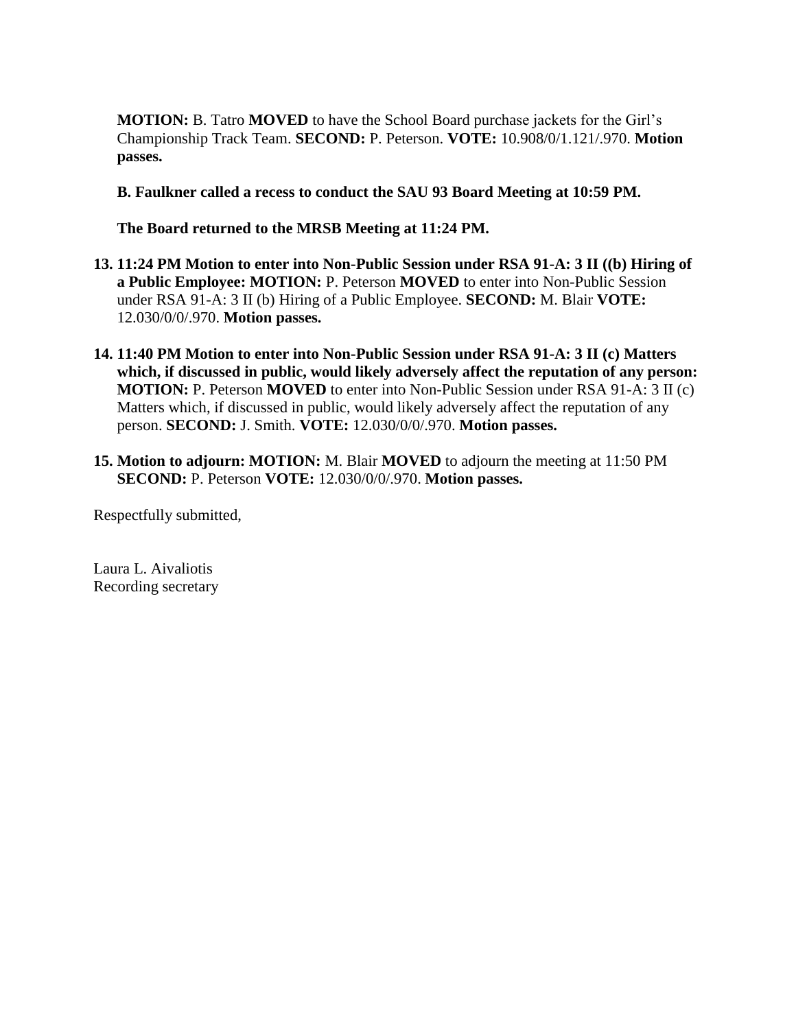**MOTION:** B. Tatro **MOVED** to have the School Board purchase jackets for the Girl's Championship Track Team. **SECOND:** P. Peterson. **VOTE:** 10.908/0/1.121/.970. **Motion passes.**

**B. Faulkner called a recess to conduct the SAU 93 Board Meeting at 10:59 PM.**

**The Board returned to the MRSB Meeting at 11:24 PM.**

13. **11:24 PM Motion to enter into Non-Public Session under RSA 91-A: 3 II ((b) Hiring of a Public Employee: MOTION:** P. Peterson **MOVED** to enter into Non-Public Session under RSA 91-A: 3 II (b) Hiring of a Public Employee. **SECOND:** M. Blair **VOTE:** 12.030/0/0/.970. **Motion passes.**

14. **11:40 PM Motion to enter into Non-Public Session under RSA 91-A: 3 II (c) Matters which, if discussed in public, would likely adversely affect the reputation of any person: MOTION:** P. Peterson **MOVED** to enter into Non-Public Session under RSA 91-A: 3 II (c) Matters which, if discussed in public, would likely adversely affect the reputation of any person. **SECOND:** J. Smith. **VOTE:** 12.030/0/0/.970. **Motion passes.**

15. **Motion to adjourn: MOTION:** M. Blair **MOVED** to adjourn the meeting at 11:50 PM **SECOND:** P. Peterson **VOTE:** 12.030/0/0/.970. **Motion passes.**

Respectfully submitted,

Laura L. Aivaliotis
Recording secretary